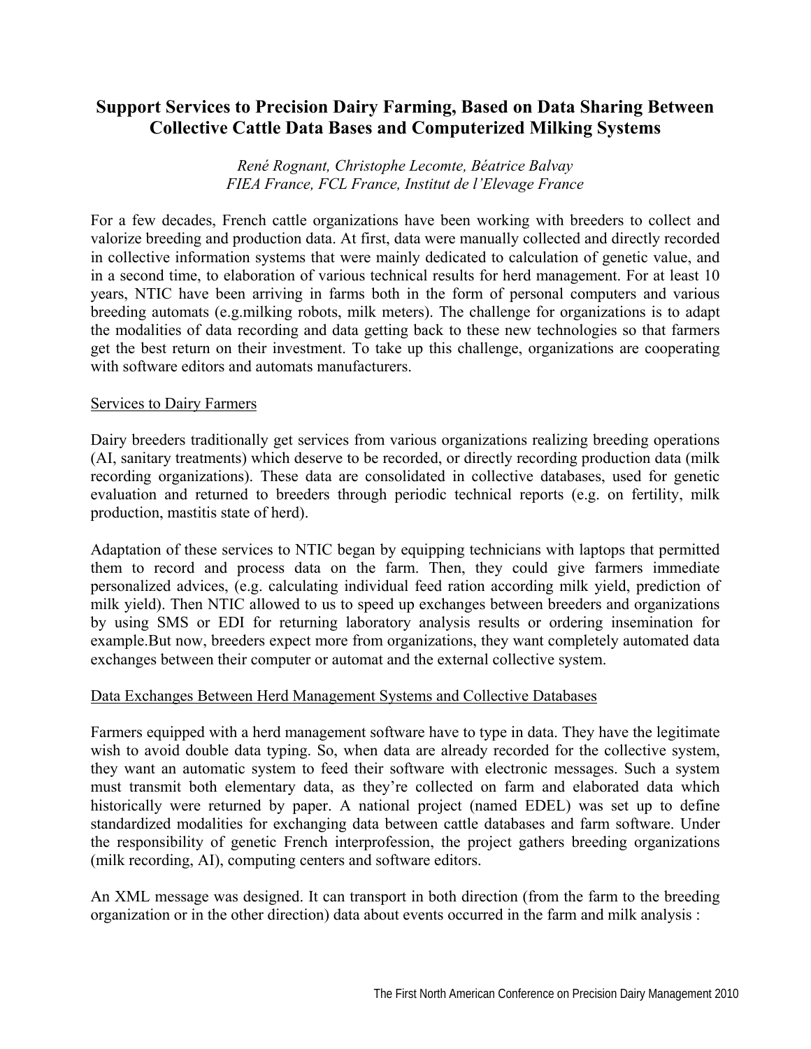# Support Services to Precision Dairy Farming, Based on Data Sharing Between Collective Cattle Data Bases and Computerized Milking Systems

*René Rognant, Christophe Lecomte, Béatrice Balvay*
*FIEA France, FCL France, Institut de l'Elevage France*

For a few decades, French cattle organizations have been working with breeders to collect and valorize breeding and production data. At first, data were manually collected and directly recorded in collective information systems that were mainly dedicated to calculation of genetic value, and in a second time, to elaboration of various technical results for herd management. For at least 10 years, NTIC have been arriving in farms both in the form of personal computers and various breeding automats (e.g.milking robots, milk meters). The challenge for organizations is to adapt the modalities of data recording and data getting back to these new technologies so that farmers get the best return on their investment. To take up this challenge, organizations are cooperating with software editors and automats manufacturers.

## Services to Dairy Farmers

Dairy breeders traditionally get services from various organizations realizing breeding operations (AI, sanitary treatments) which deserve to be recorded, or directly recording production data (milk recording organizations). These data are consolidated in collective databases, used for genetic evaluation and returned to breeders through periodic technical reports (e.g. on fertility, milk production, mastitis state of herd).

Adaptation of these services to NTIC began by equipping technicians with laptops that permitted them to record and process data on the farm. Then, they could give farmers immediate personalized advices, (e.g. calculating individual feed ration according milk yield, prediction of milk yield). Then NTIC allowed to us to speed up exchanges between breeders and organizations by using SMS or EDI for returning laboratory analysis results or ordering insemination for example.But now, breeders expect more from organizations, they want completely automated data exchanges between their computer or automat and the external collective system.

## Data Exchanges Between Herd Management Systems and Collective Databases

Farmers equipped with a herd management software have to type in data. They have the legitimate wish to avoid double data typing. So, when data are already recorded for the collective system, they want an automatic system to feed their software with electronic messages. Such a system must transmit both elementary data, as they're collected on farm and elaborated data which historically were returned by paper. A national project (named EDEL) was set up to define standardized modalities for exchanging data between cattle databases and farm software. Under the responsibility of genetic French interprofession, the project gathers breeding organizations (milk recording, AI), computing centers and software editors.

An XML message was designed. It can transport in both direction (from the farm to the breeding organization or in the other direction) data about events occurred in the farm and milk analysis :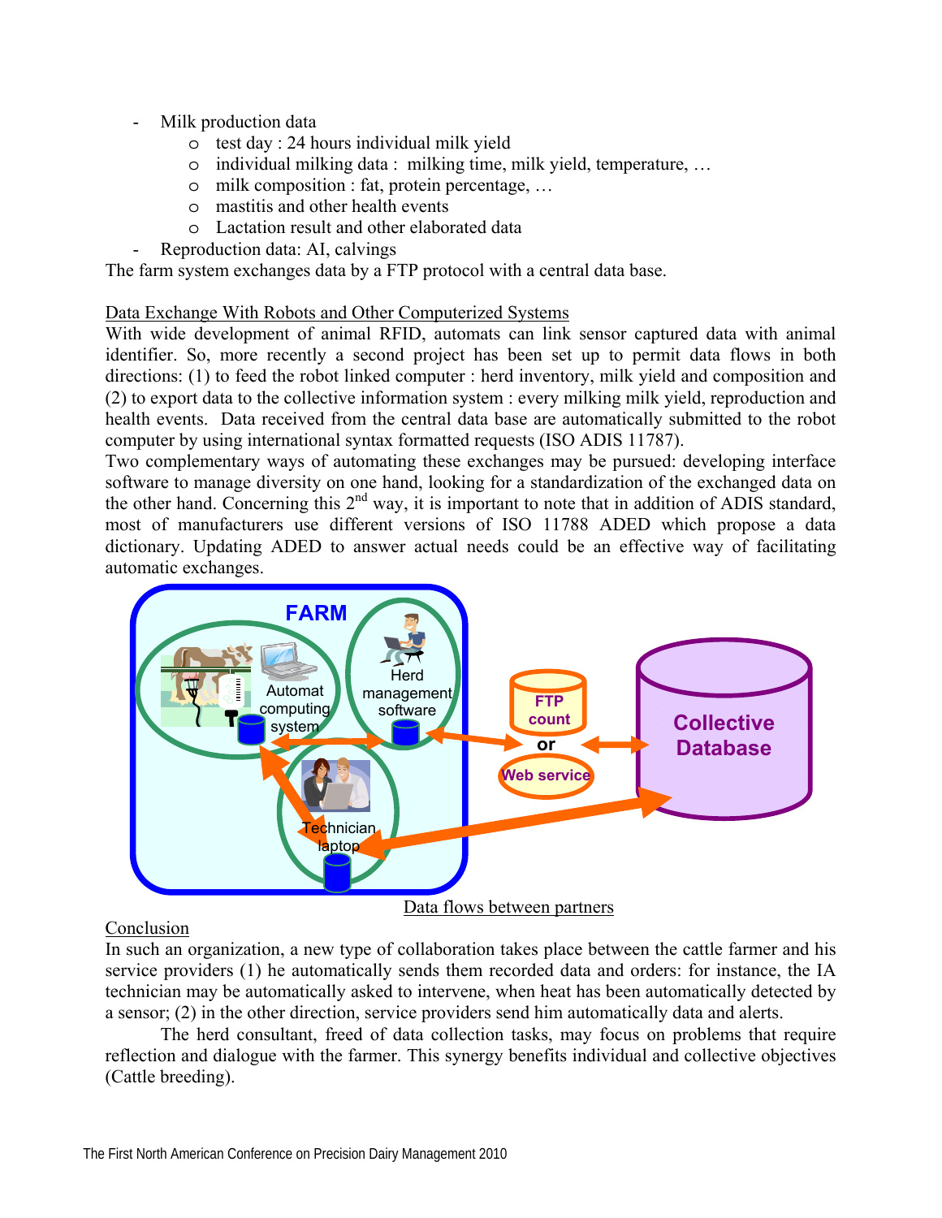- Milk production data
    - test day : 24 hours individual milk yield
    - individual milking data : milking time, milk yield, temperature, …
    - milk composition : fat, protein percentage, …
    - mastitis and other health events
    - Lactation result and other elaborated data
- Reproduction data: AI, calvings

The farm system exchanges data by a FTP protocol with a central data base.

Data Exchange With Robots and Other Computerized Systems

With wide development of animal RFID, automats can link sensor captured data with animal identifier. So, more recently a second project has been set up to permit data flows in both directions: (1) to feed the robot linked computer : herd inventory, milk yield and composition and (2) to export data to the collective information system : every milking milk yield, reproduction and health events. Data received from the central data base are automatically submitted to the robot computer by using international syntax formatted requests (ISO ADIS 11787).

Two complementary ways of automating these exchanges may be pursued: developing interface software to manage diversity on one hand, looking for a standardization of the exchanged data on the other hand. Concerning this 2nd way, it is important to note that in addition of ADIS standard, most of manufacturers use different versions of ISO 11788 ADED which propose a data dictionary. Updating ADED to answer actual needs could be an effective way of facilitating automatic exchanges.

FARM

Automat computing system

Herd management software

Technician laptop

FTP count

or

Web service

Collective Database

Data flows between partners

Conclusion

In such an organization, a new type of collaboration takes place between the cattle farmer and his service providers (1) he automatically sends them recorded data and orders: for instance, the IA technician may be automatically asked to intervene, when heat has been automatically detected by a sensor; (2) in the other direction, service providers send him automatically data and alerts.

The herd consultant, freed of data collection tasks, may focus on problems that require reflection and dialogue with the farmer. This synergy benefits individual and collective objectives (Cattle breeding).